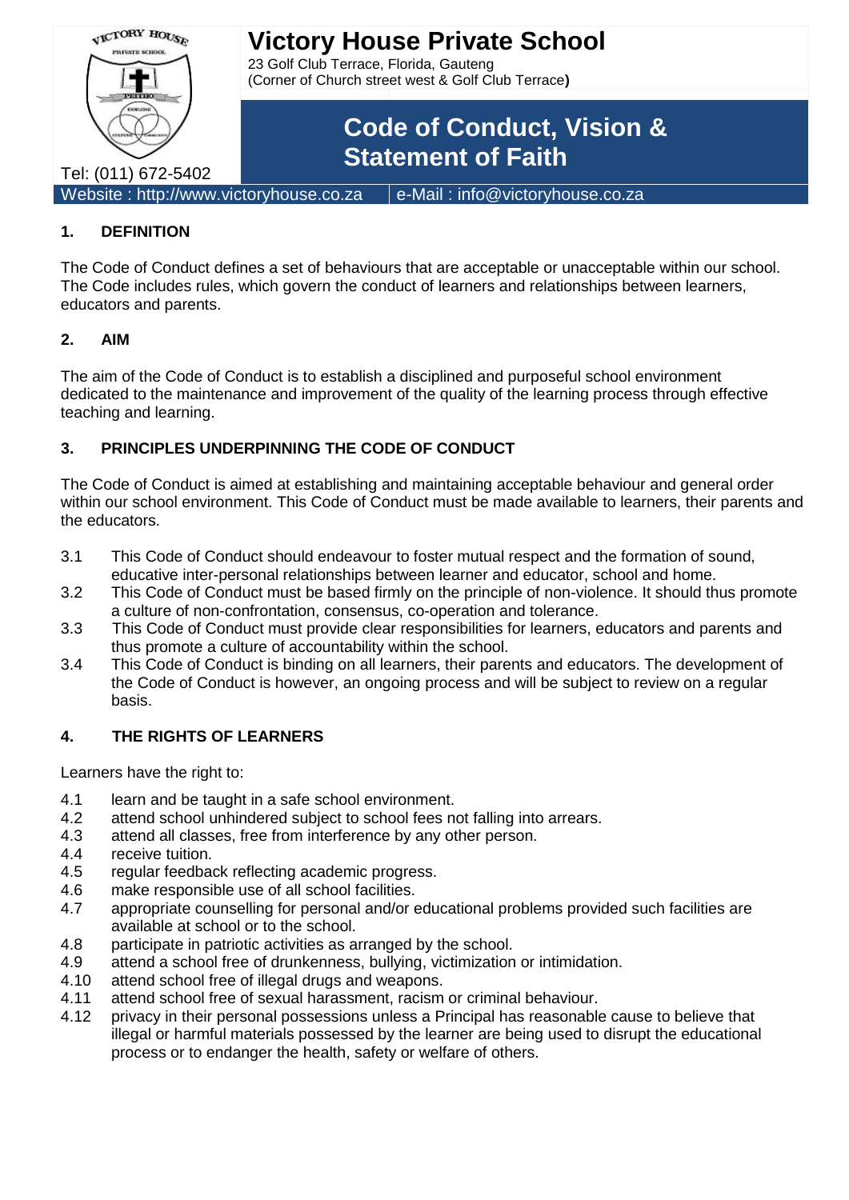# Victory House Private School

23 Golf Club Terrace, Florida, Gauteng
(Corner of Church street west & Golf Club Terrace**)**

Tel: (011) 672-5402

## Code of Conduct, Vision & Statement of Faith

Website : http://www.victoryhouse.co.za | e-Mail : info@victoryhouse.co.za

### 1. DEFINITION

The Code of Conduct defines a set of behaviours that are acceptable or unacceptable within our school. The Code includes rules, which govern the conduct of learners and relationships between learners, educators and parents.

### 2. AIM

The aim of the Code of Conduct is to establish a disciplined and purposeful school environment dedicated to the maintenance and improvement of the quality of the learning process through effective teaching and learning.

### 3. PRINCIPLES UNDERPINNING THE CODE OF CONDUCT

The Code of Conduct is aimed at establishing and maintaining acceptable behaviour and general order within our school environment. This Code of Conduct must be made available to learners, their parents and the educators.

3.1 This Code of Conduct should endeavour to foster mutual respect and the formation of sound, educative inter-personal relationships between learner and educator, school and home.
3.2 This Code of Conduct must be based firmly on the principle of non-violence. It should thus promote a culture of non-confrontation, consensus, co-operation and tolerance.
3.3 This Code of Conduct must provide clear responsibilities for learners, educators and parents and thus promote a culture of accountability within the school.
3.4 This Code of Conduct is binding on all learners, their parents and educators. The development of the Code of Conduct is however, an ongoing process and will be subject to review on a regular basis.

### 4. THE RIGHTS OF LEARNERS

Learners have the right to:

4.1 learn and be taught in a safe school environment.
4.2 attend school unhindered subject to school fees not falling into arrears.
4.3 attend all classes, free from interference by any other person.
4.4 receive tuition.
4.5 regular feedback reflecting academic progress.
4.6 make responsible use of all school facilities.
4.7 appropriate counselling for personal and/or educational problems provided such facilities are available at school or to the school.
4.8 participate in patriotic activities as arranged by the school.
4.9 attend a school free of drunkenness, bullying, victimization or intimidation.
4.10 attend school free of illegal drugs and weapons.
4.11 attend school free of sexual harassment, racism or criminal behaviour.
4.12 privacy in their personal possessions unless a Principal has reasonable cause to believe that illegal or harmful materials possessed by the learner are being used to disrupt the educational process or to endanger the health, safety or welfare of others.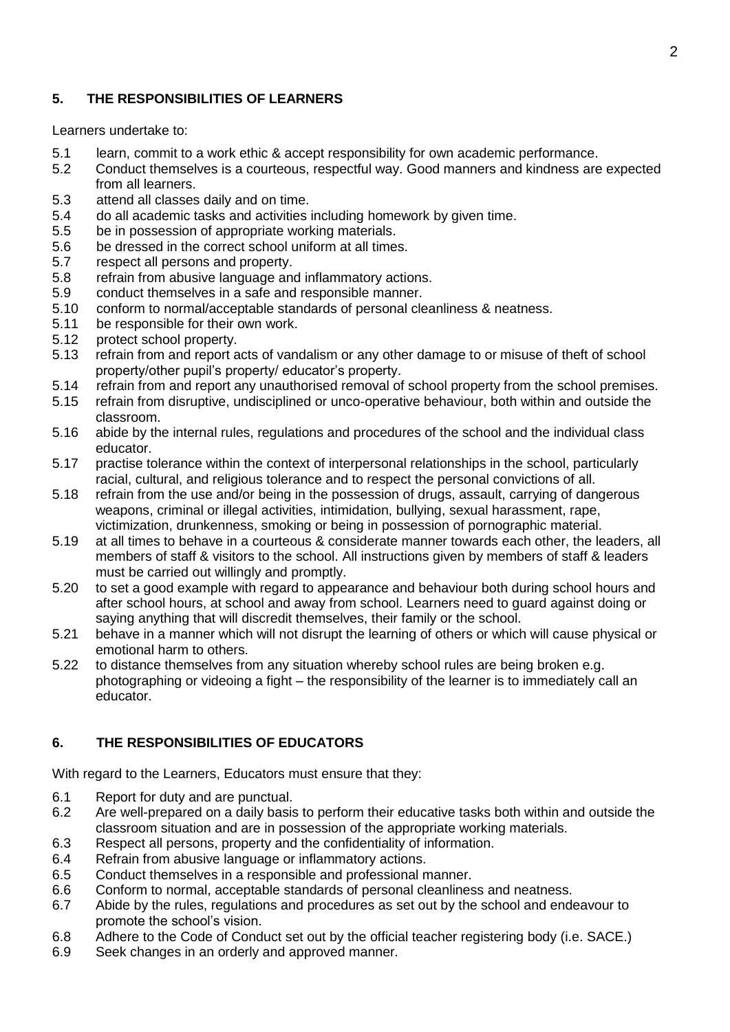## 5. THE RESPONSIBILITIES OF LEARNERS

Learners undertake to:

5.1 learn, commit to a work ethic & accept responsibility for own academic performance.
5.2 Conduct themselves is a courteous, respectful way. Good manners and kindness are expected from all learners.
5.3 attend all classes daily and on time.
5.4 do all academic tasks and activities including homework by given time.
5.5 be in possession of appropriate working materials.
5.6 be dressed in the correct school uniform at all times.
5.7 respect all persons and property.
5.8 refrain from abusive language and inflammatory actions.
5.9 conduct themselves in a safe and responsible manner.
5.10 conform to normal/acceptable standards of personal cleanliness & neatness.
5.11 be responsible for their own work.
5.12 protect school property.
5.13 refrain from and report acts of vandalism or any other damage to or misuse of theft of school property/other pupil's property/ educator's property.
5.14 refrain from and report any unauthorised removal of school property from the school premises.
5.15 refrain from disruptive, undisciplined or unco-operative behaviour, both within and outside the classroom.
5.16 abide by the internal rules, regulations and procedures of the school and the individual class educator.
5.17 practise tolerance within the context of interpersonal relationships in the school, particularly racial, cultural, and religious tolerance and to respect the personal convictions of all.
5.18 refrain from the use and/or being in the possession of drugs, assault, carrying of dangerous weapons, criminal or illegal activities, intimidation, bullying, sexual harassment, rape, victimization, drunkenness, smoking or being in possession of pornographic material.
5.19 at all times to behave in a courteous & considerate manner towards each other, the leaders, all members of staff & visitors to the school. All instructions given by members of staff & leaders must be carried out willingly and promptly.
5.20 to set a good example with regard to appearance and behaviour both during school hours and after school hours, at school and away from school. Learners need to guard against doing or saying anything that will discredit themselves, their family or the school.
5.21 behave in a manner which will not disrupt the learning of others or which will cause physical or emotional harm to others.
5.22 to distance themselves from any situation whereby school rules are being broken e.g. photographing or videoing a fight – the responsibility of the learner is to immediately call an educator.

## 6. THE RESPONSIBILITIES OF EDUCATORS

With regard to the Learners, Educators must ensure that they:

6.1 Report for duty and are punctual.
6.2 Are well-prepared on a daily basis to perform their educative tasks both within and outside the classroom situation and are in possession of the appropriate working materials.
6.3 Respect all persons, property and the confidentiality of information.
6.4 Refrain from abusive language or inflammatory actions.
6.5 Conduct themselves in a responsible and professional manner.
6.6 Conform to normal, acceptable standards of personal cleanliness and neatness.
6.7 Abide by the rules, regulations and procedures as set out by the school and endeavour to promote the school's vision.
6.8 Adhere to the Code of Conduct set out by the official teacher registering body (i.e. SACE.)
6.9 Seek changes in an orderly and approved manner.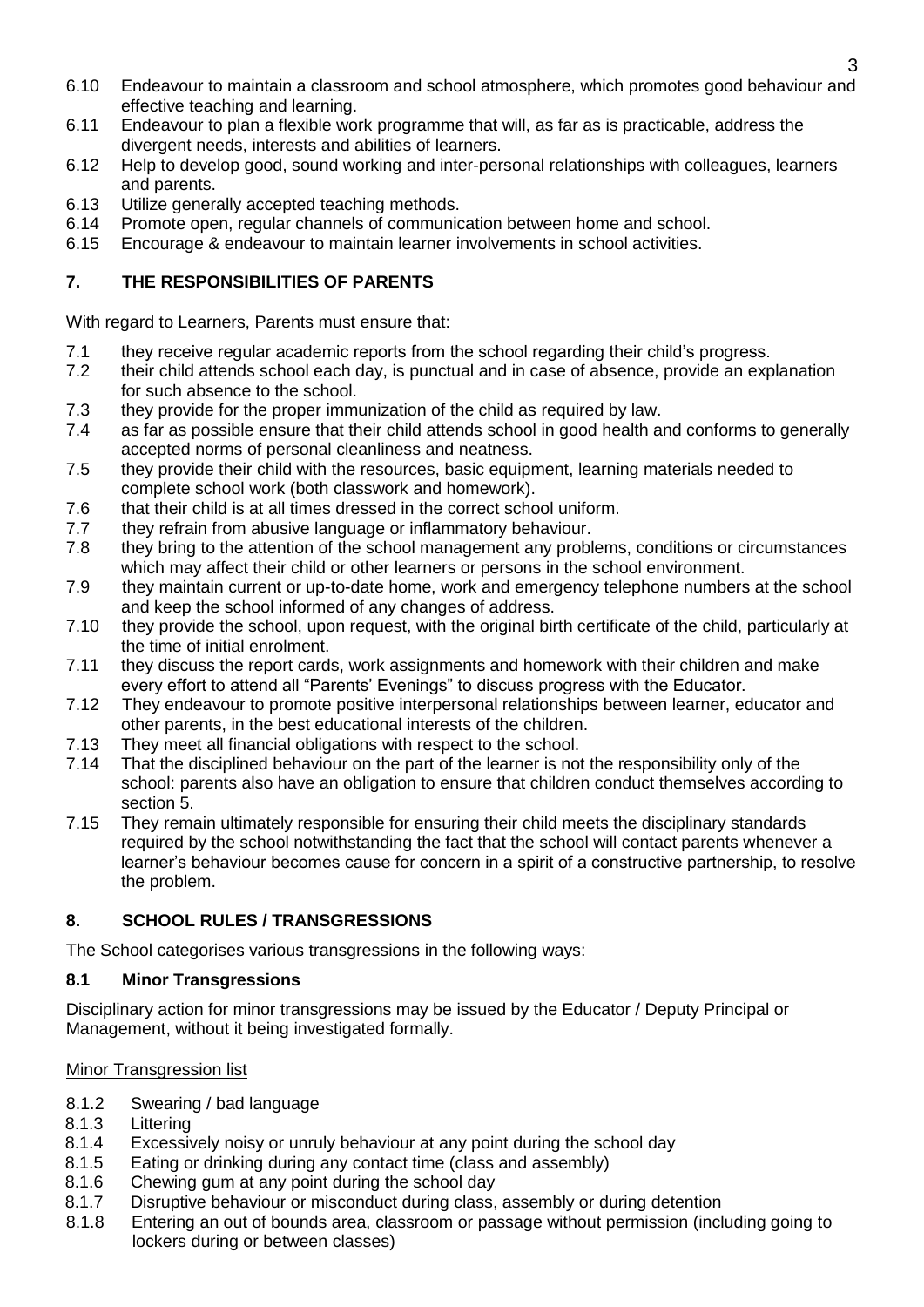6.10 Endeavour to maintain a classroom and school atmosphere, which promotes good behaviour and effective teaching and learning.
6.11 Endeavour to plan a flexible work programme that will, as far as is practicable, address the divergent needs, interests and abilities of learners.
6.12 Help to develop good, sound working and inter-personal relationships with colleagues, learners and parents.
6.13 Utilize generally accepted teaching methods.
6.14 Promote open, regular channels of communication between home and school.
6.15 Encourage & endeavour to maintain learner involvements in school activities.

## 7. THE RESPONSIBILITIES OF PARENTS

With regard to Learners, Parents must ensure that:

7.1 they receive regular academic reports from the school regarding their child's progress.
7.2 their child attends school each day, is punctual and in case of absence, provide an explanation for such absence to the school.
7.3 they provide for the proper immunization of the child as required by law.
7.4 as far as possible ensure that their child attends school in good health and conforms to generally accepted norms of personal cleanliness and neatness.
7.5 they provide their child with the resources, basic equipment, learning materials needed to complete school work (both classwork and homework).
7.6 that their child is at all times dressed in the correct school uniform.
7.7 they refrain from abusive language or inflammatory behaviour.
7.8 they bring to the attention of the school management any problems, conditions or circumstances which may affect their child or other learners or persons in the school environment.
7.9 they maintain current or up-to-date home, work and emergency telephone numbers at the school and keep the school informed of any changes of address.
7.10 they provide the school, upon request, with the original birth certificate of the child, particularly at the time of initial enrolment.
7.11 they discuss the report cards, work assignments and homework with their children and make every effort to attend all "Parents' Evenings" to discuss progress with the Educator.
7.12 They endeavour to promote positive interpersonal relationships between learner, educator and other parents, in the best educational interests of the children.
7.13 They meet all financial obligations with respect to the school.
7.14 That the disciplined behaviour on the part of the learner is not the responsibility only of the school: parents also have an obligation to ensure that children conduct themselves according to section 5.
7.15 They remain ultimately responsible for ensuring their child meets the disciplinary standards required by the school notwithstanding the fact that the school will contact parents whenever a learner's behaviour becomes cause for concern in a spirit of a constructive partnership, to resolve the problem.

## 8. SCHOOL RULES / TRANSGRESSIONS

The School categorises various transgressions in the following ways:

### 8.1 Minor Transgressions

Disciplinary action for minor transgressions may be issued by the Educator / Deputy Principal or Management, without it being investigated formally.

Minor Transgression list

8.1.2 Swearing / bad language
8.1.3 Littering
8.1.4 Excessively noisy or unruly behaviour at any point during the school day
8.1.5 Eating or drinking during any contact time (class and assembly)
8.1.6 Chewing gum at any point during the school day
8.1.7 Disruptive behaviour or misconduct during class, assembly or during detention
8.1.8 Entering an out of bounds area, classroom or passage without permission (including going to lockers during or between classes)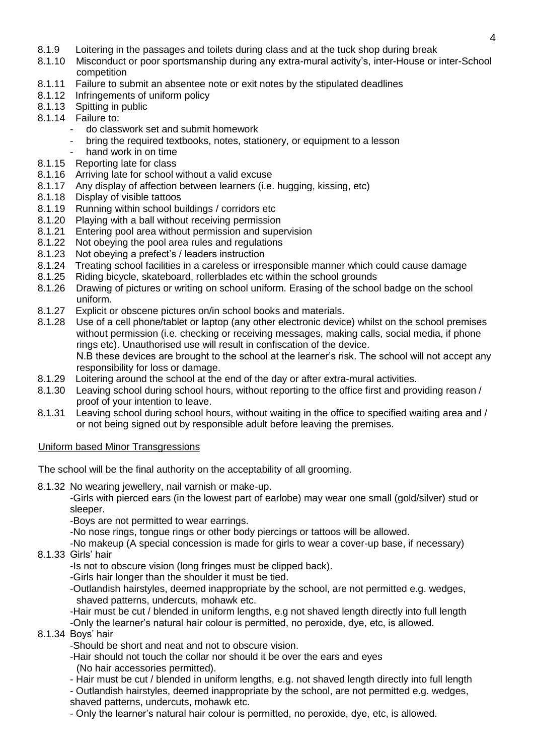8.1.9 Loitering in the passages and toilets during class and at the tuck shop during break

8.1.10 Misconduct or poor sportsmanship during any extra-mural activity's, inter-House or inter-School competition

8.1.11 Failure to submit an absentee note or exit notes by the stipulated deadlines

8.1.12 Infringements of uniform policy

8.1.13 Spitting in public

8.1.14 Failure to:

- do classwork set and submit homework
- bring the required textbooks, notes, stationery, or equipment to a lesson
- hand work in on time

8.1.15 Reporting late for class

8.1.16 Arriving late for school without a valid excuse

8.1.17 Any display of affection between learners (i.e. hugging, kissing, etc)

8.1.18 Display of visible tattoos

8.1.19 Running within school buildings / corridors etc

8.1.20 Playing with a ball without receiving permission

8.1.21 Entering pool area without permission and supervision

8.1.22 Not obeying the pool area rules and regulations

8.1.23 Not obeying a prefect's / leaders instruction

8.1.24 Treating school facilities in a careless or irresponsible manner which could cause damage

8.1.25 Riding bicycle, skateboard, rollerblades etc within the school grounds

8.1.26 Drawing of pictures or writing on school uniform. Erasing of the school badge on the school uniform.

8.1.27 Explicit or obscene pictures on/in school books and materials.

8.1.28 Use of a cell phone/tablet or laptop (any other electronic device) whilst on the school premises without permission (i.e. checking or receiving messages, making calls, social media, if phone rings etc). Unauthorised use will result in confiscation of the device.
N.B these devices are brought to the school at the learner's risk. The school will not accept any responsibility for loss or damage.

8.1.29 Loitering around the school at the end of the day or after extra-mural activities.

8.1.30 Leaving school during school hours, without reporting to the office first and providing reason / proof of your intention to leave.

8.1.31 Leaving school during school hours, without waiting in the office to specified waiting area and / or not being signed out by responsible adult before leaving the premises.

<u>Uniform based Minor Transgressions</u>

The school will be the final authority on the acceptability of all grooming.

8.1.32 No wearing jewellery, nail varnish or make-up.

-Girls with pierced ears (in the lowest part of earlobe) may wear one small (gold/silver) stud or sleeper.

-Boys are not permitted to wear earrings.

-No nose rings, tongue rings or other body piercings or tattoos will be allowed.

-No makeup (A special concession is made for girls to wear a cover-up base, if necessary)

8.1.33 Girls' hair

-Is not to obscure vision (long fringes must be clipped back).

-Girls hair longer than the shoulder it must be tied.

-Outlandish hairstyles, deemed inappropriate by the school, are not permitted e.g. wedges, shaved patterns, undercuts, mohawk etc.

-Hair must be cut / blended in uniform lengths, e.g not shaved length directly into full length

-Only the learner's natural hair colour is permitted, no peroxide, dye, etc, is allowed.

8.1.34 Boys' hair

-Should be short and neat and not to obscure vision.

-Hair should not touch the collar nor should it be over the ears and eyes
(No hair accessories permitted).

- Hair must be cut / blended in uniform lengths, e.g. not shaved length directly into full length

- Outlandish hairstyles, deemed inappropriate by the school, are not permitted e.g. wedges, shaved patterns, undercuts, mohawk etc.

- Only the learner's natural hair colour is permitted, no peroxide, dye, etc, is allowed.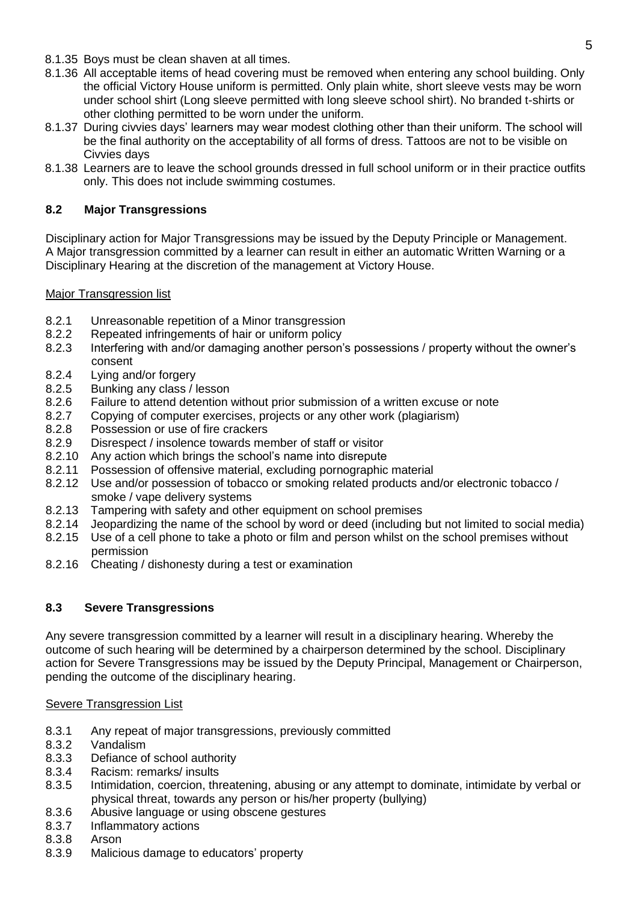8.1.35 Boys must be clean shaven at all times.

8.1.36 All acceptable items of head covering must be removed when entering any school building. Only the official Victory House uniform is permitted. Only plain white, short sleeve vests may be worn under school shirt (Long sleeve permitted with long sleeve school shirt). No branded t-shirts or other clothing permitted to be worn under the uniform.

8.1.37 During civvies days' learners may wear modest clothing other than their uniform. The school will be the final authority on the acceptability of all forms of dress. Tattoos are not to be visible on Civvies days

8.1.38 Learners are to leave the school grounds dressed in full school uniform or in their practice outfits only. This does not include swimming costumes.

### 8.2 Major Transgressions

Disciplinary action for Major Transgressions may be issued by the Deputy Principle or Management. A Major transgression committed by a learner can result in either an automatic Written Warning or a Disciplinary Hearing at the discretion of the management at Victory House.

Major Transgression list

- 8.2.1 Unreasonable repetition of a Minor transgression
- 8.2.2 Repeated infringements of hair or uniform policy
- 8.2.3 Interfering with and/or damaging another person's possessions / property without the owner's consent
- 8.2.4 Lying and/or forgery
- 8.2.5 Bunking any class / lesson
- 8.2.6 Failure to attend detention without prior submission of a written excuse or note
- 8.2.7 Copying of computer exercises, projects or any other work (plagiarism)
- 8.2.8 Possession or use of fire crackers
- 8.2.9 Disrespect / insolence towards member of staff or visitor
- 8.2.10 Any action which brings the school's name into disrepute
- 8.2.11 Possession of offensive material, excluding pornographic material
- 8.2.12 Use and/or possession of tobacco or smoking related products and/or electronic tobacco / smoke / vape delivery systems
- 8.2.13 Tampering with safety and other equipment on school premises
- 8.2.14 Jeopardizing the name of the school by word or deed (including but not limited to social media)
- 8.2.15 Use of a cell phone to take a photo or film and person whilst on the school premises without permission
- 8.2.16 Cheating / dishonesty during a test or examination

### 8.3 Severe Transgressions

Any severe transgression committed by a learner will result in a disciplinary hearing. Whereby the outcome of such hearing will be determined by a chairperson determined by the school. Disciplinary action for Severe Transgressions may be issued by the Deputy Principal, Management or Chairperson, pending the outcome of the disciplinary hearing.

Severe Transgression List

- 8.3.1 Any repeat of major transgressions, previously committed
- 8.3.2 Vandalism
- 8.3.3 Defiance of school authority
- 8.3.4 Racism: remarks/ insults
- 8.3.5 Intimidation, coercion, threatening, abusing or any attempt to dominate, intimidate by verbal or physical threat, towards any person or his/her property (bullying)
- 8.3.6 Abusive language or using obscene gestures
- 8.3.7 Inflammatory actions
- 8.3.8 Arson
- 8.3.9 Malicious damage to educators' property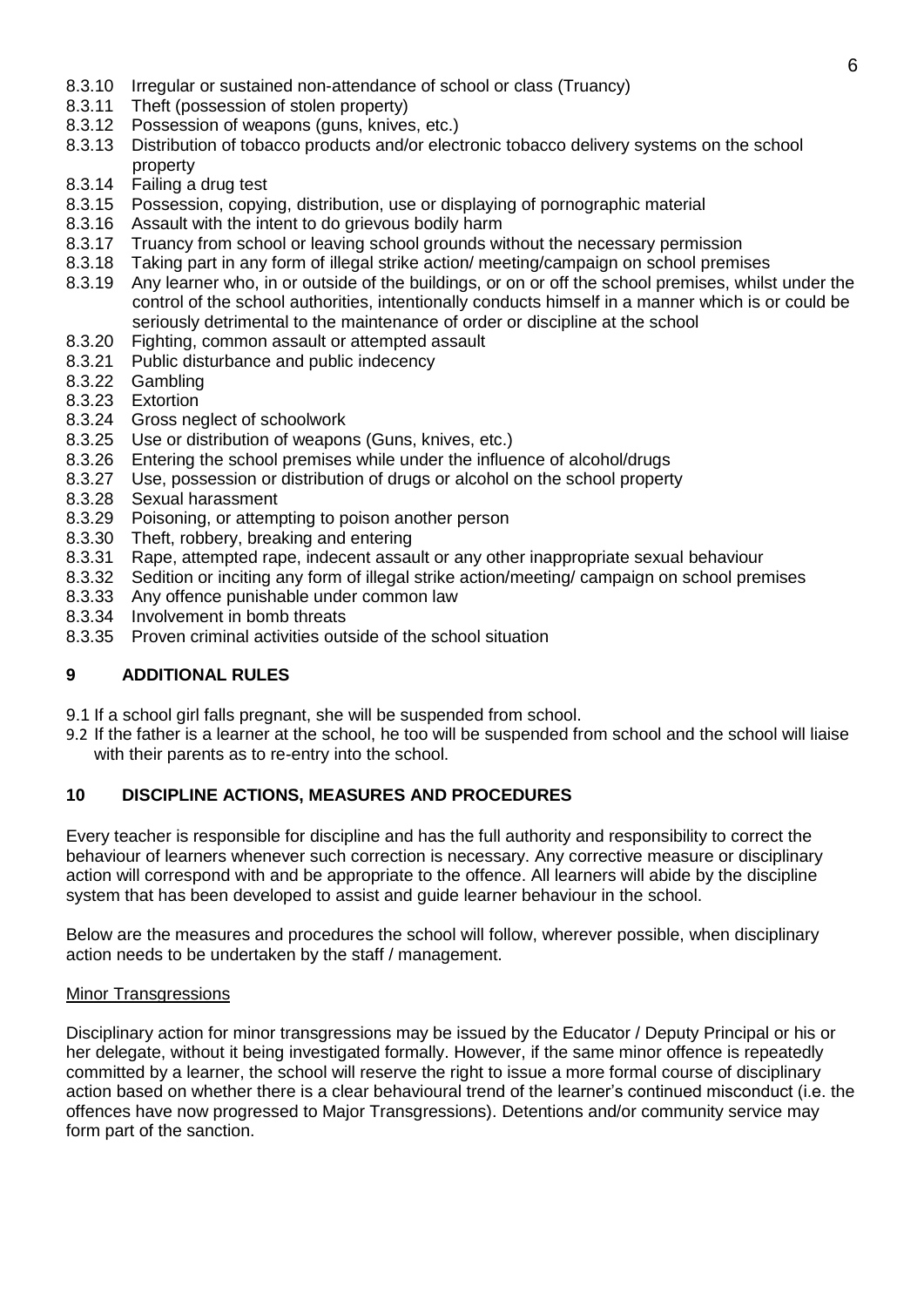8.3.10 Irregular or sustained non-attendance of school or class (Truancy)
8.3.11 Theft (possession of stolen property)
8.3.12 Possession of weapons (guns, knives, etc.)
8.3.13 Distribution of tobacco products and/or electronic tobacco delivery systems on the school property
8.3.14 Failing a drug test
8.3.15 Possession, copying, distribution, use or displaying of pornographic material
8.3.16 Assault with the intent to do grievous bodily harm
8.3.17 Truancy from school or leaving school grounds without the necessary permission
8.3.18 Taking part in any form of illegal strike action/ meeting/campaign on school premises
8.3.19 Any learner who, in or outside of the buildings, or on or off the school premises, whilst under the control of the school authorities, intentionally conducts himself in a manner which is or could be seriously detrimental to the maintenance of order or discipline at the school
8.3.20 Fighting, common assault or attempted assault
8.3.21 Public disturbance and public indecency
8.3.22 Gambling
8.3.23 Extortion
8.3.24 Gross neglect of schoolwork
8.3.25 Use or distribution of weapons (Guns, knives, etc.)
8.3.26 Entering the school premises while under the influence of alcohol/drugs
8.3.27 Use, possession or distribution of drugs or alcohol on the school property
8.3.28 Sexual harassment
8.3.29 Poisoning, or attempting to poison another person
8.3.30 Theft, robbery, breaking and entering
8.3.31 Rape, attempted rape, indecent assault or any other inappropriate sexual behaviour
8.3.32 Sedition or inciting any form of illegal strike action/meeting/ campaign on school premises
8.3.33 Any offence punishable under common law
8.3.34 Involvement in bomb threats
8.3.35 Proven criminal activities outside of the school situation

## 9 ADDITIONAL RULES

9.1 If a school girl falls pregnant, she will be suspended from school.
9.2 If the father is a learner at the school, he too will be suspended from school and the school will liaise with their parents as to re-entry into the school.

## 10 DISCIPLINE ACTIONS, MEASURES AND PROCEDURES

Every teacher is responsible for discipline and has the full authority and responsibility to correct the behaviour of learners whenever such correction is necessary. Any corrective measure or disciplinary action will correspond with and be appropriate to the offence. All learners will abide by the discipline system that has been developed to assist and guide learner behaviour in the school.

Below are the measures and procedures the school will follow, wherever possible, when disciplinary action needs to be undertaken by the staff / management.

Minor Transgressions

Disciplinary action for minor transgressions may be issued by the Educator / Deputy Principal or his or her delegate, without it being investigated formally. However, if the same minor offence is repeatedly committed by a learner, the school will reserve the right to issue a more formal course of disciplinary action based on whether there is a clear behavioural trend of the learner's continued misconduct (i.e. the offences have now progressed to Major Transgressions). Detentions and/or community service may form part of the sanction.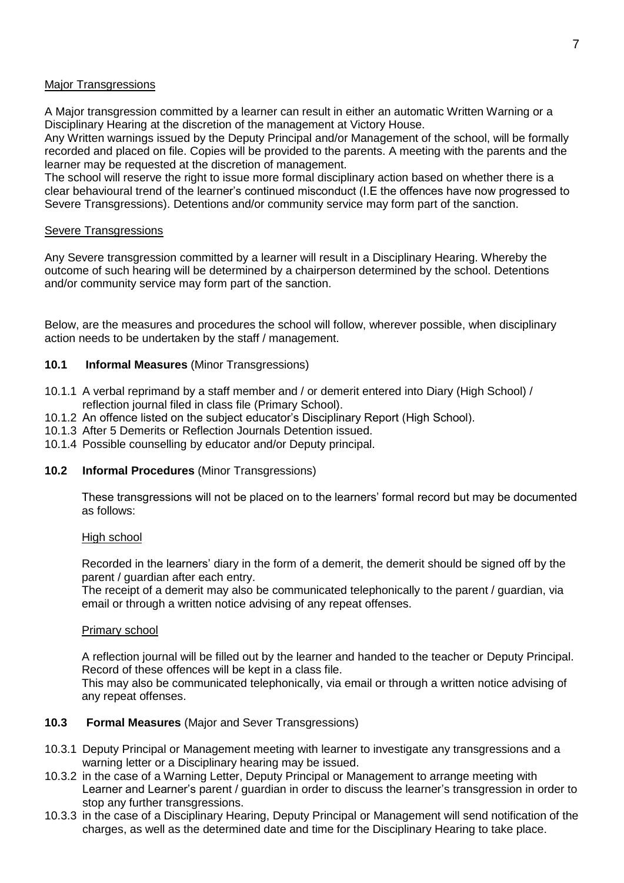Major Transgressions

A Major transgression committed by a learner can result in either an automatic Written Warning or a Disciplinary Hearing at the discretion of the management at Victory House.
Any Written warnings issued by the Deputy Principal and/or Management of the school, will be formally recorded and placed on file. Copies will be provided to the parents. A meeting with the parents and the learner may be requested at the discretion of management.
The school will reserve the right to issue more formal disciplinary action based on whether there is a clear behavioural trend of the learner's continued misconduct (I.E the offences have now progressed to Severe Transgressions). Detentions and/or community service may form part of the sanction.

Severe Transgressions

Any Severe transgression committed by a learner will result in a Disciplinary Hearing. Whereby the outcome of such hearing will be determined by a chairperson determined by the school. Detentions and/or community service may form part of the sanction.

Below, are the measures and procedures the school will follow, wherever possible, when disciplinary action needs to be undertaken by the staff / management.

**10.1 Informal Measures** (Minor Transgressions)

10.1.1 A verbal reprimand by a staff member and / or demerit entered into Diary (High School) / reflection journal filed in class file (Primary School).
10.1.2 An offence listed on the subject educator's Disciplinary Report (High School).
10.1.3 After 5 Demerits or Reflection Journals Detention issued.
10.1.4 Possible counselling by educator and/or Deputy principal.

**10.2 Informal Procedures** (Minor Transgressions)

These transgressions will not be placed on to the learners' formal record but may be documented as follows:

High school

Recorded in the learners' diary in the form of a demerit, the demerit should be signed off by the parent / guardian after each entry.
The receipt of a demerit may also be communicated telephonically to the parent / guardian, via email or through a written notice advising of any repeat offenses.

Primary school

A reflection journal will be filled out by the learner and handed to the teacher or Deputy Principal. Record of these offences will be kept in a class file.
This may also be communicated telephonically, via email or through a written notice advising of any repeat offenses.

**10.3 Formal Measures** (Major and Sever Transgressions)

10.3.1 Deputy Principal or Management meeting with learner to investigate any transgressions and a warning letter or a Disciplinary hearing may be issued.
10.3.2 in the case of a Warning Letter, Deputy Principal or Management to arrange meeting with Learner and Learner's parent / guardian in order to discuss the learner's transgression in order to stop any further transgressions.
10.3.3 in the case of a Disciplinary Hearing, Deputy Principal or Management will send notification of the charges, as well as the determined date and time for the Disciplinary Hearing to take place.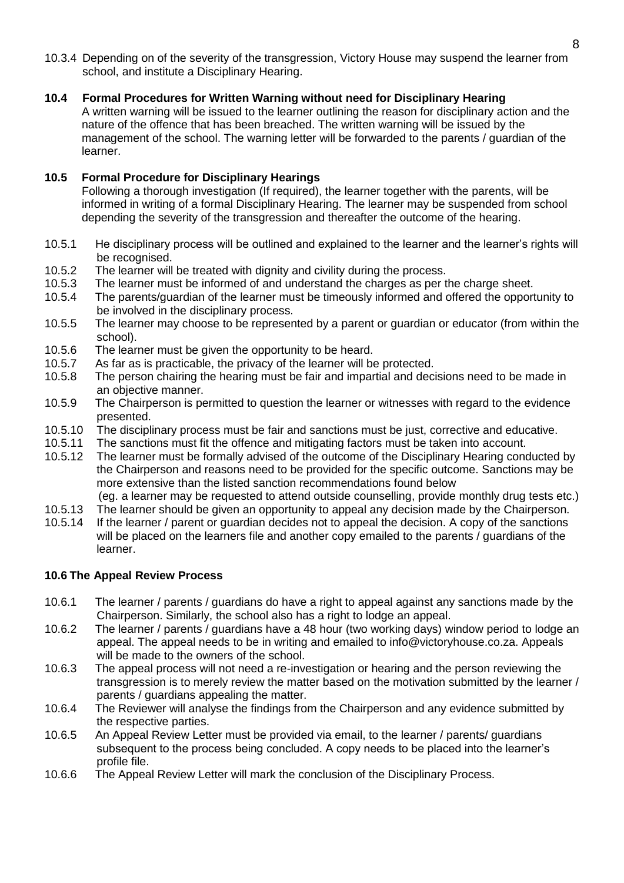10.3.4 Depending on of the severity of the transgression, Victory House may suspend the learner from school, and institute a Disciplinary Hearing.

### 10.4 Formal Procedures for Written Warning without need for Disciplinary Hearing

A written warning will be issued to the learner outlining the reason for disciplinary action and the nature of the offence that has been breached. The written warning will be issued by the management of the school. The warning letter will be forwarded to the parents / guardian of the learner.

### 10.5 Formal Procedure for Disciplinary Hearings

Following a thorough investigation (If required), the learner together with the parents, will be informed in writing of a formal Disciplinary Hearing. The learner may be suspended from school depending the severity of the transgression and thereafter the outcome of the hearing.

10.5.1 He disciplinary process will be outlined and explained to the learner and the learner's rights will be recognised.

10.5.2 The learner will be treated with dignity and civility during the process.

10.5.3 The learner must be informed of and understand the charges as per the charge sheet.

10.5.4 The parents/guardian of the learner must be timeously informed and offered the opportunity to be involved in the disciplinary process.

10.5.5 The learner may choose to be represented by a parent or guardian or educator (from within the school).

10.5.6 The learner must be given the opportunity to be heard.

10.5.7 As far as is practicable, the privacy of the learner will be protected.

10.5.8 The person chairing the hearing must be fair and impartial and decisions need to be made in an objective manner.

10.5.9 The Chairperson is permitted to question the learner or witnesses with regard to the evidence presented.

10.5.10 The disciplinary process must be fair and sanctions must be just, corrective and educative.

10.5.11 The sanctions must fit the offence and mitigating factors must be taken into account.

10.5.12 The learner must be formally advised of the outcome of the Disciplinary Hearing conducted by the Chairperson and reasons need to be provided for the specific outcome. Sanctions may be more extensive than the listed sanction recommendations found below (eg. a learner may be requested to attend outside counselling, provide monthly drug tests etc.)

10.5.13 The learner should be given an opportunity to appeal any decision made by the Chairperson.

10.5.14 If the learner / parent or guardian decides not to appeal the decision. A copy of the sanctions will be placed on the learners file and another copy emailed to the parents / guardians of the learner.

### 10.6 The Appeal Review Process

10.6.1 The learner / parents / guardians do have a right to appeal against any sanctions made by the Chairperson. Similarly, the school also has a right to lodge an appeal.

10.6.2 The learner / parents / guardians have a 48 hour (two working days) window period to lodge an appeal. The appeal needs to be in writing and emailed to info@victoryhouse.co.za. Appeals will be made to the owners of the school.

10.6.3 The appeal process will not need a re-investigation or hearing and the person reviewing the transgression is to merely review the matter based on the motivation submitted by the learner / parents / guardians appealing the matter.

10.6.4 The Reviewer will analyse the findings from the Chairperson and any evidence submitted by the respective parties.

10.6.5 An Appeal Review Letter must be provided via email, to the learner / parents/ guardians subsequent to the process being concluded. A copy needs to be placed into the learner's profile file.

10.6.6 The Appeal Review Letter will mark the conclusion of the Disciplinary Process.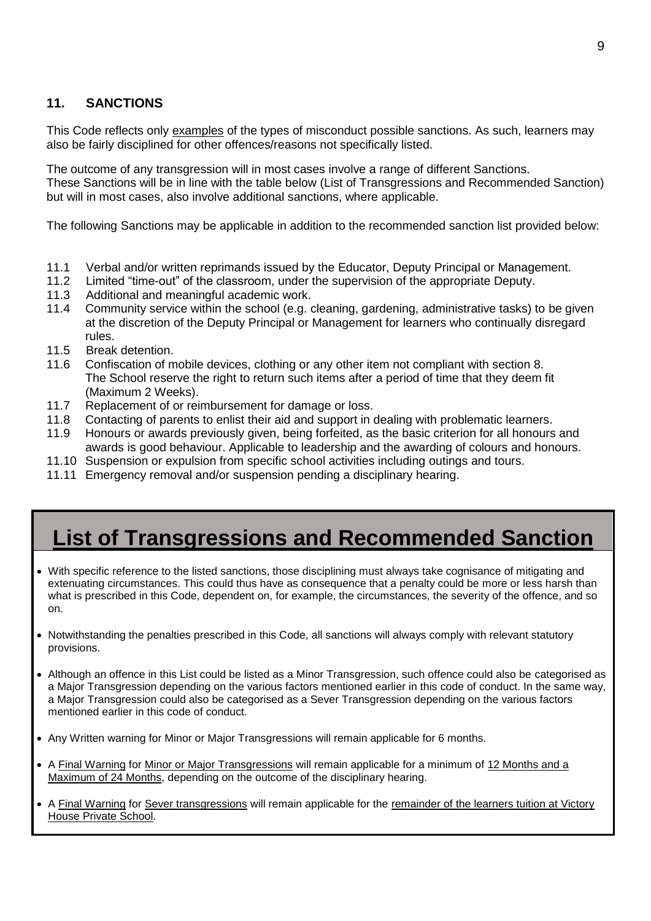## 11. SANCTIONS

This Code reflects only examples of the types of misconduct possible sanctions. As such, learners may also be fairly disciplined for other offences/reasons not specifically listed.

The outcome of any transgression will in most cases involve a range of different Sanctions. These Sanctions will be in line with the table below (List of Transgressions and Recommended Sanction) but will in most cases, also involve additional sanctions, where applicable.

The following Sanctions may be applicable in addition to the recommended sanction list provided below:

11.1 Verbal and/or written reprimands issued by the Educator, Deputy Principal or Management.
11.2 Limited "time-out" of the classroom, under the supervision of the appropriate Deputy.
11.3 Additional and meaningful academic work.
11.4 Community service within the school (e.g. cleaning, gardening, administrative tasks) to be given at the discretion of the Deputy Principal or Management for learners who continually disregard rules.
11.5 Break detention.
11.6 Confiscation of mobile devices, clothing or any other item not compliant with section 8. The School reserve the right to return such items after a period of time that they deem fit (Maximum 2 Weeks).
11.7 Replacement of or reimbursement for damage or loss.
11.8 Contacting of parents to enlist their aid and support in dealing with problematic learners.
11.9 Honours or awards previously given, being forfeited, as the basic criterion for all honours and awards is good behaviour. Applicable to leadership and the awarding of colours and honours.
11.10 Suspension or expulsion from specific school activities including outings and tours.
11.11 Emergency removal and/or suspension pending a disciplinary hearing.

# List of Transgressions and Recommended Sanction

- With specific reference to the listed sanctions, those disciplining must always take cognisance of mitigating and extenuating circumstances. This could thus have as consequence that a penalty could be more or less harsh than what is prescribed in this Code, dependent on, for example, the circumstances, the severity of the offence, and so on.
- Notwithstanding the penalties prescribed in this Code, all sanctions will always comply with relevant statutory provisions.
- Although an offence in this List could be listed as a Minor Transgression, such offence could also be categorised as a Major Transgression depending on the various factors mentioned earlier in this code of conduct. In the same way, a Major Transgression could also be categorised as a Sever Transgression depending on the various factors mentioned earlier in this code of conduct.
- Any Written warning for Minor or Major Transgressions will remain applicable for 6 months.
- A Final Warning for Minor or Major Transgressions will remain applicable for a minimum of 12 Months and a Maximum of 24 Months, depending on the outcome of the disciplinary hearing.
- A Final Warning for Sever transgressions will remain applicable for the remainder of the learners tuition at Victory House Private School.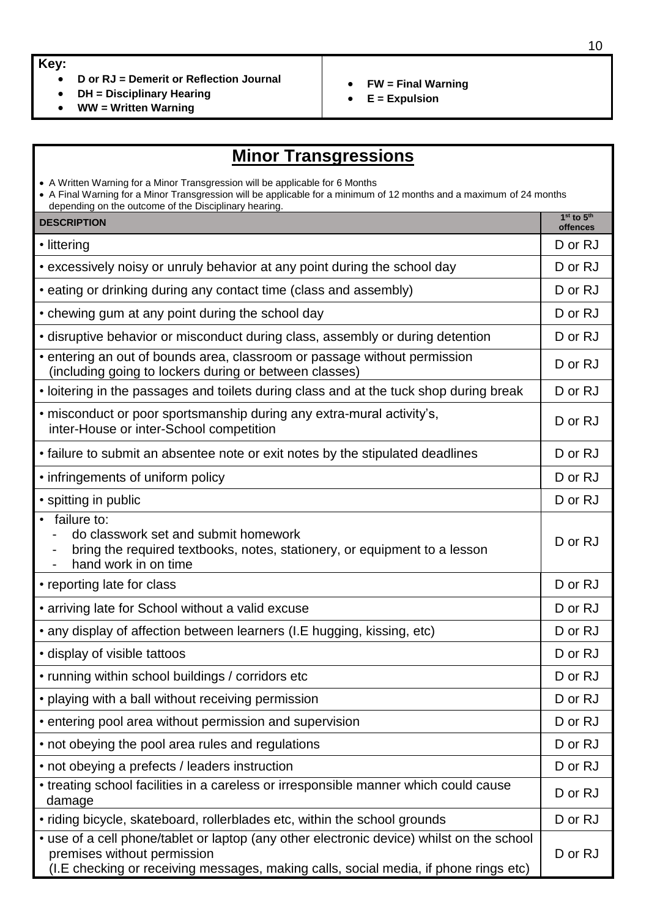**Key:**

- **D or RJ = Demerit or Reflection Journal**
- **DH = Disciplinary Hearing**
- **WW = Written Warning**
- **FW = Final Warning**
- **E = Expulsion**

## Minor Transgressions

- A Written Warning for a Minor Transgression will be applicable for 6 Months
- A Final Warning for a Minor Transgression will be applicable for a minimum of 12 months and a maximum of 24 months depending on the outcome of the Disciplinary hearing.

| DESCRIPTION | 1st to 5th offences |
|---|---|
| • littering | D or RJ |
| • excessively noisy or unruly behavior at any point during the school day | D or RJ |
| • eating or drinking during any contact time (class and assembly) | D or RJ |
| • chewing gum at any point during the school day | D or RJ |
| • disruptive behavior or misconduct during class, assembly or during detention | D or RJ |
| • entering an out of bounds area, classroom or passage without permission (including going to lockers during or between classes) | D or RJ |
| • loitering in the passages and toilets during class and at the tuck shop during break | D or RJ |
| • misconduct or poor sportsmanship during any extra-mural activity's, inter-House or inter-School competition | D or RJ |
| • failure to submit an absentee note or exit notes by the stipulated deadlines | D or RJ |
| • infringements of uniform policy | D or RJ |
| • spitting in public | D or RJ |
| • failure to: - do classwork set and submit homework - bring the required textbooks, notes, stationery, or equipment to a lesson - hand work in on time | D or RJ |
| • reporting late for class | D or RJ |
| • arriving late for School without a valid excuse | D or RJ |
| • any display of affection between learners (I.E hugging, kissing, etc) | D or RJ |
| • display of visible tattoos | D or RJ |
| • running within school buildings / corridors etc | D or RJ |
| • playing with a ball without receiving permission | D or RJ |
| • entering pool area without permission and supervision | D or RJ |
| • not obeying the pool area rules and regulations | D or RJ |
| • not obeying a prefects / leaders instruction | D or RJ |
| • treating school facilities in a careless or irresponsible manner which could cause damage | D or RJ |
| • riding bicycle, skateboard, rollerblades etc, within the school grounds | D or RJ |
| • use of a cell phone/tablet or laptop (any other electronic device) whilst on the school premises without permission (I.E checking or receiving messages, making calls, social media, if phone rings etc) | D or RJ |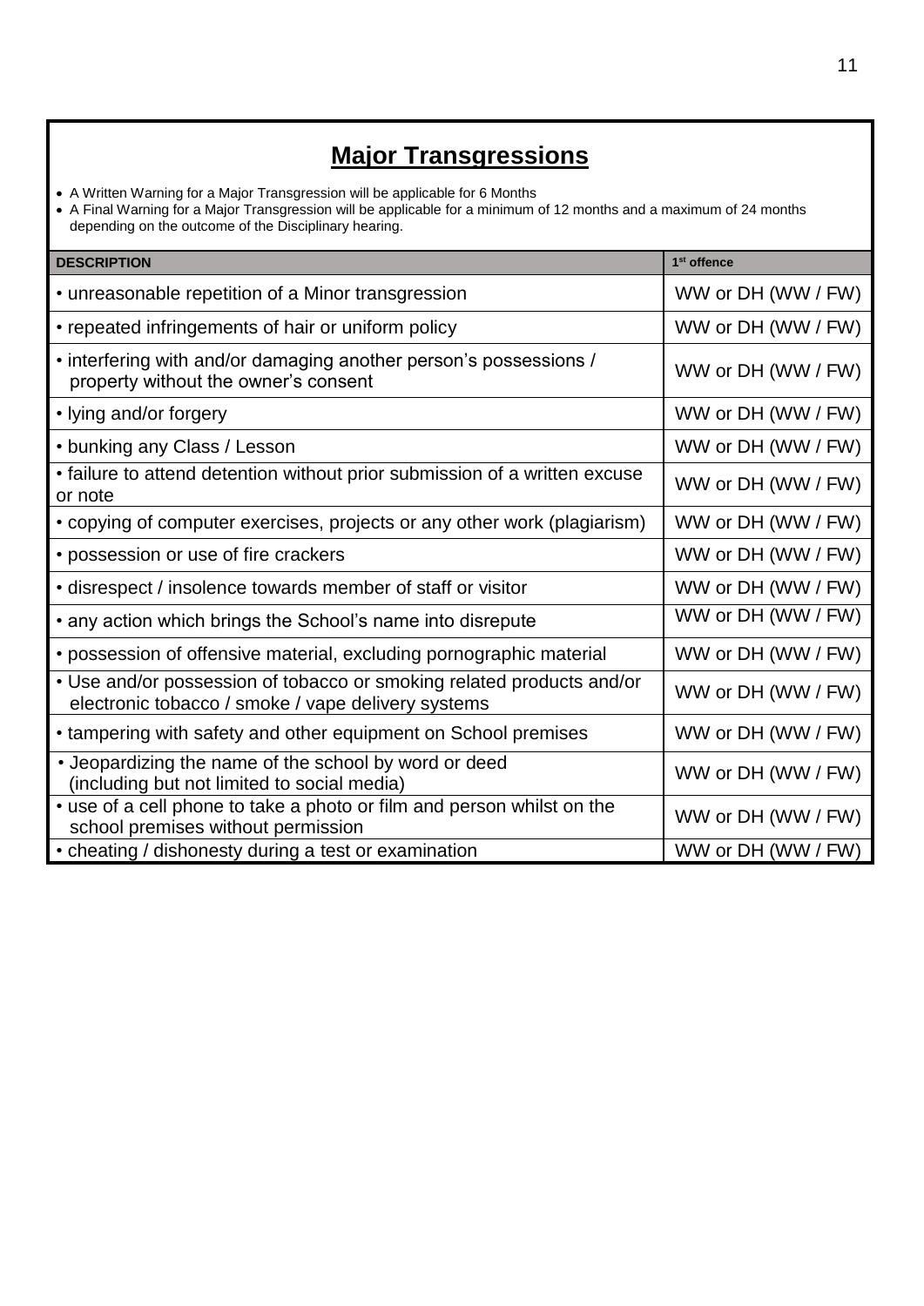## Major Transgressions

- A Written Warning for a Major Transgression will be applicable for 6 Months
- A Final Warning for a Major Transgression will be applicable for a minimum of 12 months and a maximum of 24 months depending on the outcome of the Disciplinary hearing.

| DESCRIPTION | 1st offence |
|---|---|
| • unreasonable repetition of a Minor transgression | WW or DH (WW / FW) |
| • repeated infringements of hair or uniform policy | WW or DH (WW / FW) |
| • interfering with and/or damaging another person's possessions / property without the owner's consent | WW or DH (WW / FW) |
| • lying and/or forgery | WW or DH (WW / FW) |
| • bunking any Class / Lesson | WW or DH (WW / FW) |
| • failure to attend detention without prior submission of a written excuse or note | WW or DH (WW / FW) |
| • copying of computer exercises, projects or any other work (plagiarism) | WW or DH (WW / FW) |
| • possession or use of fire crackers | WW or DH (WW / FW) |
| • disrespect / insolence towards member of staff or visitor | WW or DH (WW / FW) |
| • any action which brings the School's name into disrepute | WW or DH (WW / FW) |
| • possession of offensive material, excluding pornographic material | WW or DH (WW / FW) |
| • Use and/or possession of tobacco or smoking related products and/or electronic tobacco / smoke / vape delivery systems | WW or DH (WW / FW) |
| • tampering with safety and other equipment on School premises | WW or DH (WW / FW) |
| • Jeopardizing the name of the school by word or deed (including but not limited to social media) | WW or DH (WW / FW) |
| • use of a cell phone to take a photo or film and person whilst on the school premises without permission | WW or DH (WW / FW) |
| • cheating / dishonesty during a test or examination | WW or DH (WW / FW) |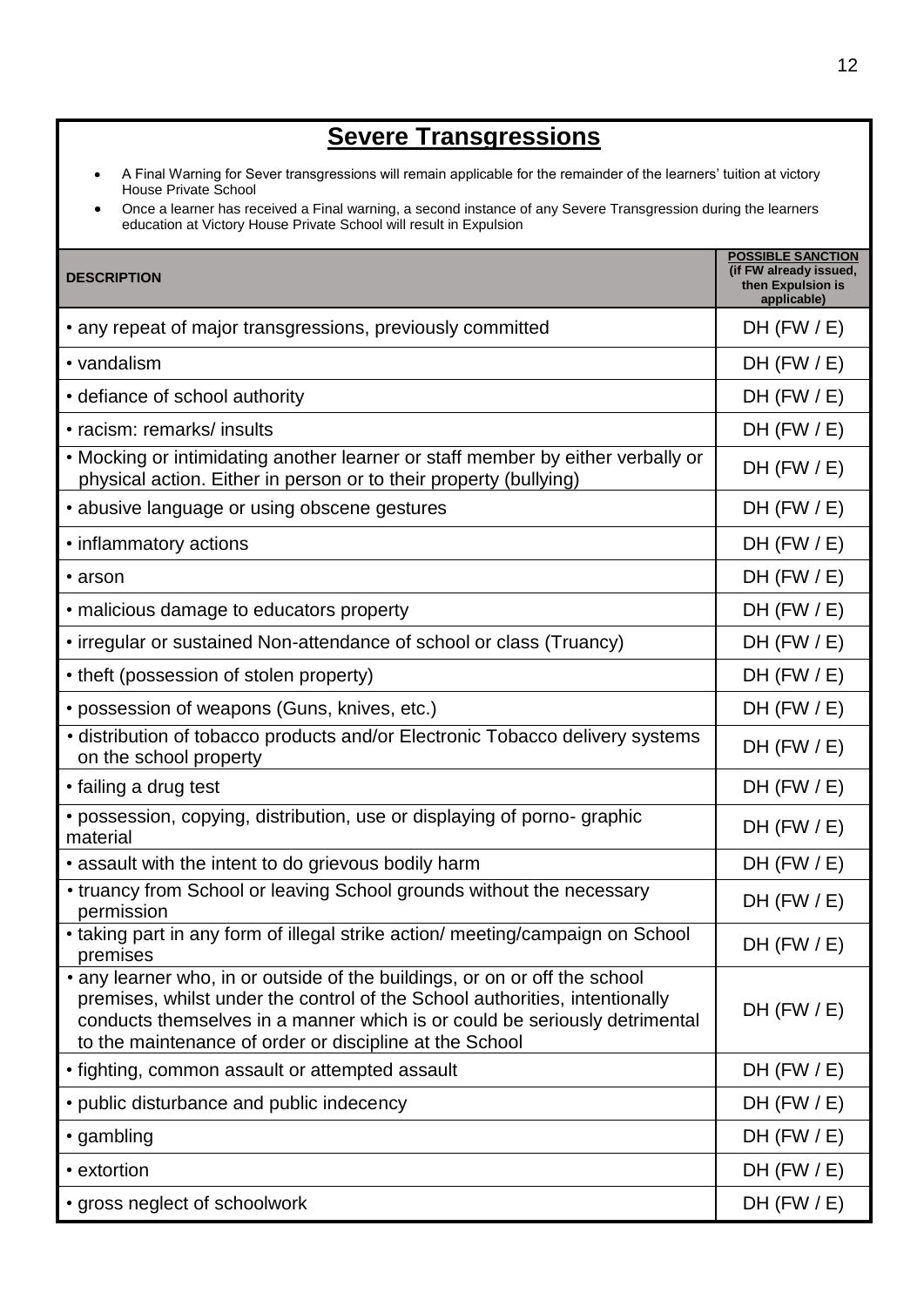## Severe Transgressions

- A Final Warning for Sever transgressions will remain applicable for the remainder of the learners' tuition at victory House Private School
- Once a learner has received a Final warning, a second instance of any Severe Transgression during the learners education at Victory House Private School will result in Expulsion

| DESCRIPTION | POSSIBLE SANCTION (if FW already issued, then Expulsion is applicable) |
|---|---|
| • any repeat of major transgressions, previously committed | DH (FW / E) |
| • vandalism | DH (FW / E) |
| • defiance of school authority | DH (FW / E) |
| • racism: remarks/ insults | DH (FW / E) |
| • Mocking or intimidating another learner or staff member by either verbally or physical action. Either in person or to their property (bullying) | DH (FW / E) |
| • abusive language or using obscene gestures | DH (FW / E) |
| • inflammatory actions | DH (FW / E) |
| • arson | DH (FW / E) |
| • malicious damage to educators property | DH (FW / E) |
| • irregular or sustained Non-attendance of school or class (Truancy) | DH (FW / E) |
| • theft (possession of stolen property) | DH (FW / E) |
| • possession of weapons (Guns, knives, etc.) | DH (FW / E) |
| • distribution of tobacco products and/or Electronic Tobacco delivery systems on the school property | DH (FW / E) |
| • failing a drug test | DH (FW / E) |
| • possession, copying, distribution, use or displaying of porno- graphic material | DH (FW / E) |
| • assault with the intent to do grievous bodily harm | DH (FW / E) |
| • truancy from School or leaving School grounds without the necessary permission | DH (FW / E) |
| • taking part in any form of illegal strike action/ meeting/campaign on School premises | DH (FW / E) |
| • any learner who, in or outside of the buildings, or on or off the school premises, whilst under the control of the School authorities, intentionally conducts themselves in a manner which is or could be seriously detrimental to the maintenance of order or discipline at the School | DH (FW / E) |
| • fighting, common assault or attempted assault | DH (FW / E) |
| • public disturbance and public indecency | DH (FW / E) |
| • gambling | DH (FW / E) |
| • extortion | DH (FW / E) |
| • gross neglect of schoolwork | DH (FW / E) |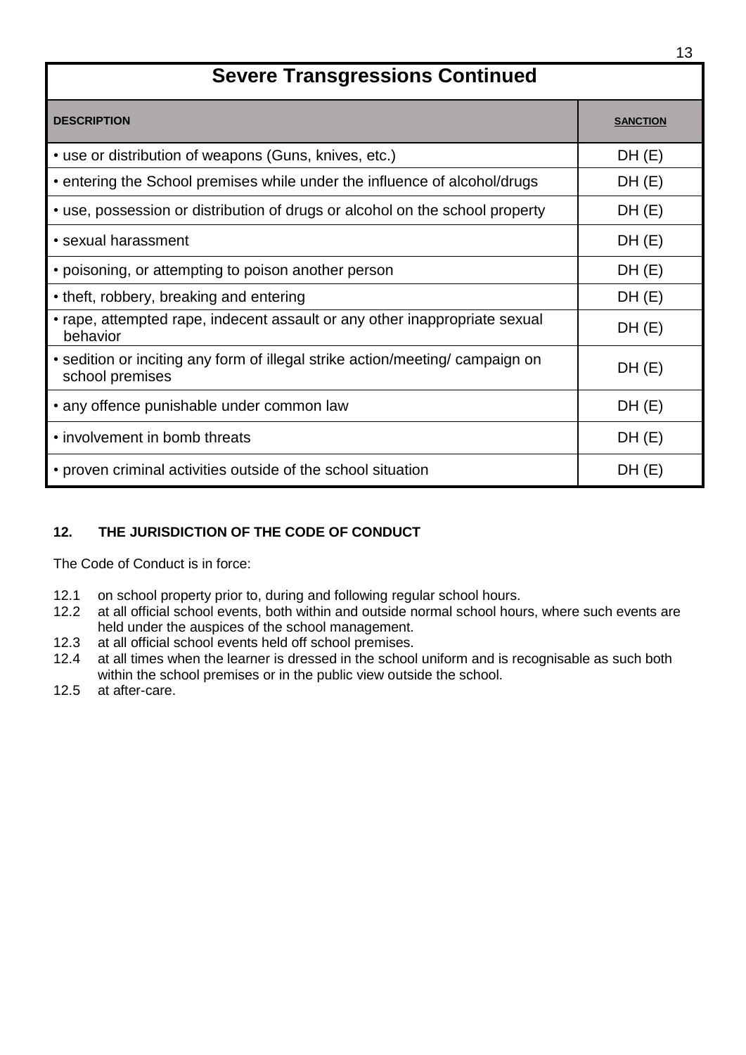## Severe Transgressions Continued

| **DESCRIPTION** | **SANCTION** |
| --- | --- |
| • use or distribution of weapons (Guns, knives, etc.) | DH (E) |
| • entering the School premises while under the influence of alcohol/drugs | DH (E) |
| • use, possession or distribution of drugs or alcohol on the school property | DH (E) |
| • sexual harassment | DH (E) |
| • poisoning, or attempting to poison another person | DH (E) |
| • theft, robbery, breaking and entering | DH (E) |
| • rape, attempted rape, indecent assault or any other inappropriate sexual behavior | DH (E) |
| • sedition or inciting any form of illegal strike action/meeting/ campaign on school premises | DH (E) |
| • any offence punishable under common law | DH (E) |
| • involvement in bomb threats | DH (E) |
| • proven criminal activities outside of the school situation | DH (E) |

### 12. THE JURISDICTION OF THE CODE OF CONDUCT

The Code of Conduct is in force:

12.1 on school property prior to, during and following regular school hours.
12.2 at all official school events, both within and outside normal school hours, where such events are held under the auspices of the school management.
12.3 at all official school events held off school premises.
12.4 at all times when the learner is dressed in the school uniform and is recognisable as such both within the school premises or in the public view outside the school.
12.5 at after-care.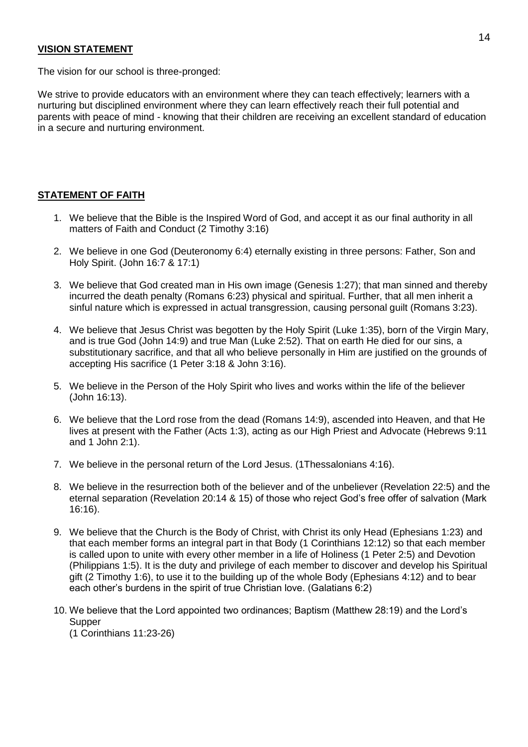## **VISION STATEMENT**

The vision for our school is three-pronged:

We strive to provide educators with an environment where they can teach effectively; learners with a nurturing but disciplined environment where they can learn effectively reach their full potential and parents with peace of mind - knowing that their children are receiving an excellent standard of education in a secure and nurturing environment.

## **STATEMENT OF FAITH**

1. We believe that the Bible is the Inspired Word of God, and accept it as our final authority in all matters of Faith and Conduct (2 Timothy 3:16)

2. We believe in one God (Deuteronomy 6:4) eternally existing in three persons: Father, Son and Holy Spirit. (John 16:7 & 17:1)

3. We believe that God created man in His own image (Genesis 1:27); that man sinned and thereby incurred the death penalty (Romans 6:23) physical and spiritual. Further, that all men inherit a sinful nature which is expressed in actual transgression, causing personal guilt (Romans 3:23).

4. We believe that Jesus Christ was begotten by the Holy Spirit (Luke 1:35), born of the Virgin Mary, and is true God (John 14:9) and true Man (Luke 2:52). That on earth He died for our sins, a substitutionary sacrifice, and that all who believe personally in Him are justified on the grounds of accepting His sacrifice (1 Peter 3:18 & John 3:16).

5. We believe in the Person of the Holy Spirit who lives and works within the life of the believer (John 16:13).

6. We believe that the Lord rose from the dead (Romans 14:9), ascended into Heaven, and that He lives at present with the Father (Acts 1:3), acting as our High Priest and Advocate (Hebrews 9:11 and 1 John 2:1).

7. We believe in the personal return of the Lord Jesus. (1Thessalonians 4:16).

8. We believe in the resurrection both of the believer and of the unbeliever (Revelation 22:5) and the eternal separation (Revelation 20:14 & 15) of those who reject God's free offer of salvation (Mark 16:16).

9. We believe that the Church is the Body of Christ, with Christ its only Head (Ephesians 1:23) and that each member forms an integral part in that Body (1 Corinthians 12:12) so that each member is called upon to unite with every other member in a life of Holiness (1 Peter 2:5) and Devotion (Philippians 1:5). It is the duty and privilege of each member to discover and develop his Spiritual gift (2 Timothy 1:6), to use it to the building up of the whole Body (Ephesians 4:12) and to bear each other's burdens in the spirit of true Christian love. (Galatians 6:2)

10. We believe that the Lord appointed two ordinances; Baptism (Matthew 28:19) and the Lord's Supper
(1 Corinthians 11:23-26)